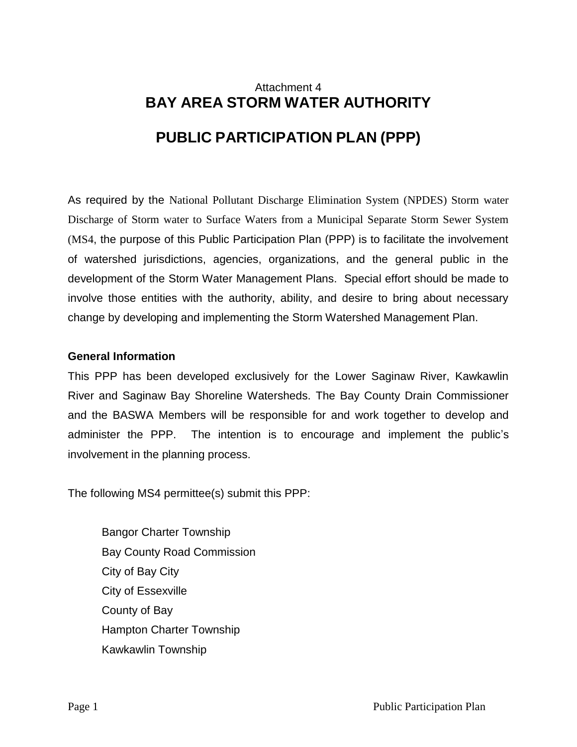Attachment 4

# BAY AREA STORM WATER AUTHORITY

# PUBLIC PARTICIPATION PLAN (PPP)

As required by the National Pollutant Discharge Elimination System (NPDES) Storm water Discharge of Storm water to Surface Waters from a Municipal Separate Storm Sewer System (MS4, the purpose of this Public Participation Plan (PPP) is to facilitate the involvement of watershed jurisdictions, agencies, organizations, and the general public in the development of the Storm Water Management Plans. Special effort should be made to involve those entities with the authority, ability, and desire to bring about necessary change by developing and implementing the Storm Watershed Management Plan.

**General Information**

This PPP has been developed exclusively for the Lower Saginaw River, Kawkawlin River and Saginaw Bay Shoreline Watersheds. The Bay County Drain Commissioner and the BASWA Members will be responsible for and work together to develop and administer the PPP. The intention is to encourage and implement the public's involvement in the planning process.

The following MS4 permittee(s) submit this PPP:

- Bangor Charter Township
- Bay County Road Commission
- City of Bay City
- City of Essexville
- County of Bay
- Hampton Charter Township
- Kawkawlin Township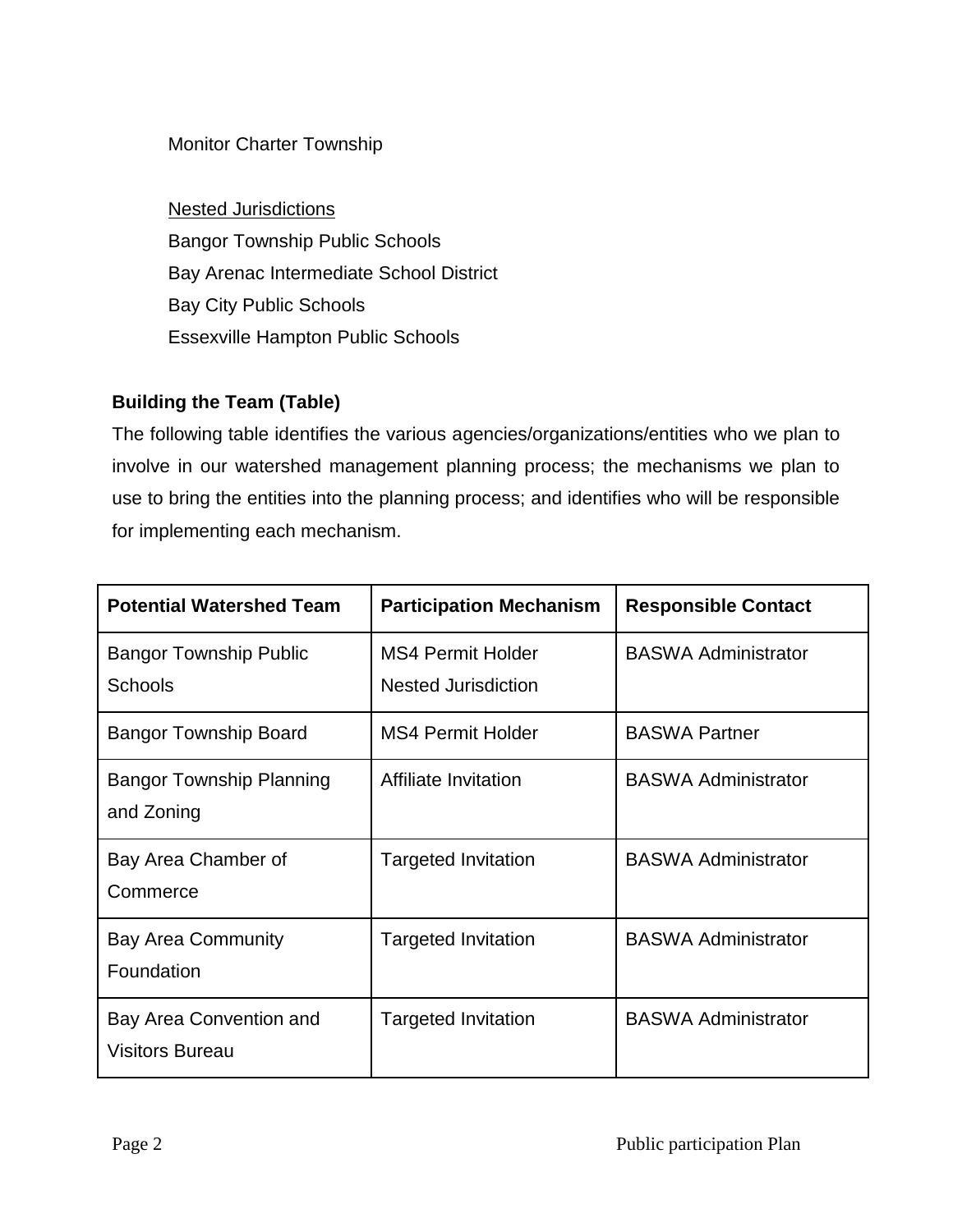Monitor Charter Township

<u>Nested Jurisdictions</u>
Bangor Township Public Schools
Bay Arenac Intermediate School District
Bay City Public Schools
Essexville Hampton Public Schools

**Building the Team (Table)**

The following table identifies the various agencies/organizations/entities who we plan to involve in our watershed management planning process; the mechanisms we plan to use to bring the entities into the planning process; and identifies who will be responsible for implementing each mechanism.

| Potential Watershed Team | Participation Mechanism | Responsible Contact |
|---|---|---|
| Bangor Township Public Schools | MS4 Permit Holder<br>Nested Jurisdiction | BASWA Administrator |
| Bangor Township Board | MS4 Permit Holder | BASWA Partner |
| Bangor Township Planning and Zoning | Affiliate Invitation | BASWA Administrator |
| Bay Area Chamber of Commerce | Targeted Invitation | BASWA Administrator |
| Bay Area Community Foundation | Targeted Invitation | BASWA Administrator |
| Bay Area Convention and Visitors Bureau | Targeted Invitation | BASWA Administrator |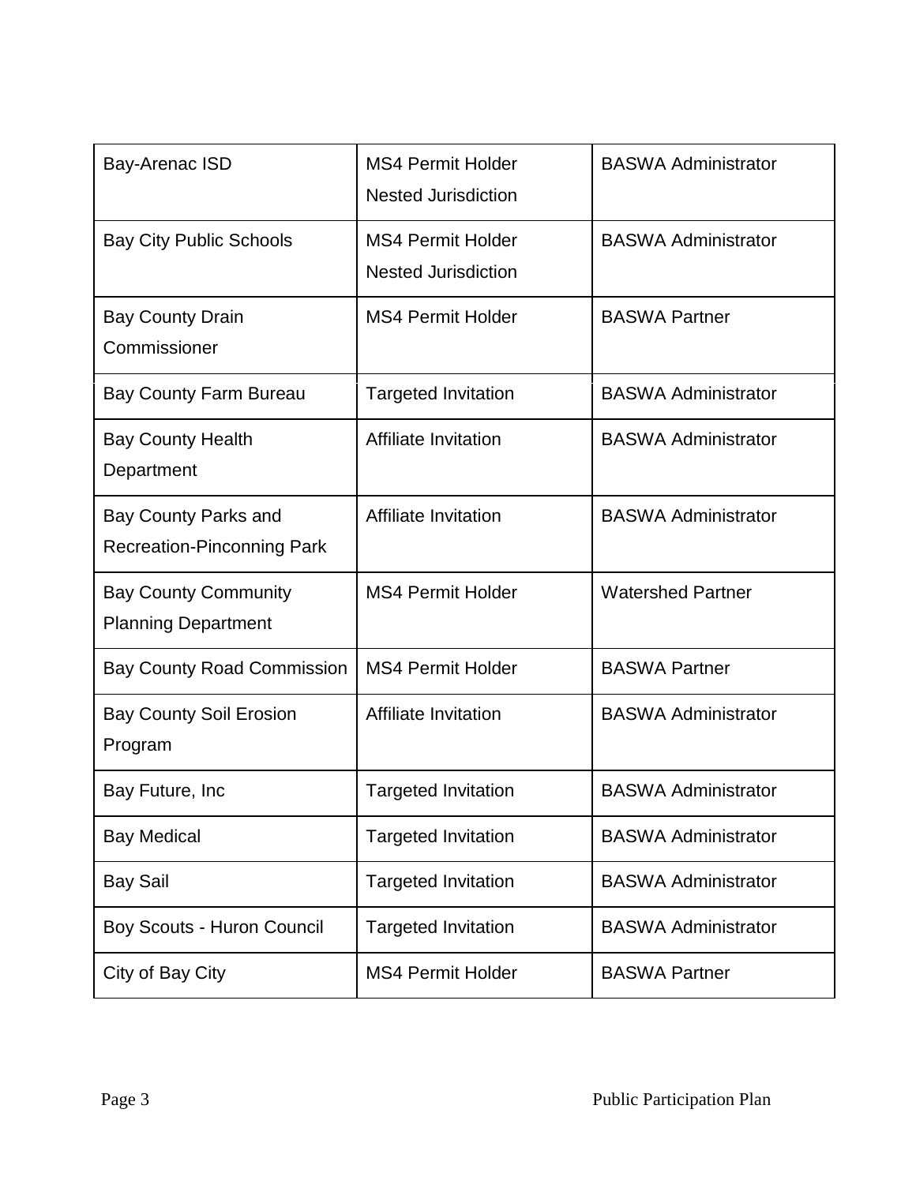| | | |
|---|---|---|
| Bay-Arenac ISD | MS4 Permit Holder<br>Nested Jurisdiction | BASWA Administrator |
| Bay City Public Schools | MS4 Permit Holder<br>Nested Jurisdiction | BASWA Administrator |
| Bay County Drain Commissioner | MS4 Permit Holder | BASWA Partner |
| Bay County Farm Bureau | Targeted Invitation | BASWA Administrator |
| Bay County Health Department | Affiliate Invitation | BASWA Administrator |
| Bay County Parks and Recreation-Pinconning Park | Affiliate Invitation | BASWA Administrator |
| Bay County Community Planning Department | MS4 Permit Holder | Watershed Partner |
| Bay County Road Commission | MS4 Permit Holder | BASWA Partner |
| Bay County Soil Erosion Program | Affiliate Invitation | BASWA Administrator |
| Bay Future, Inc | Targeted Invitation | BASWA Administrator |
| Bay Medical | Targeted Invitation | BASWA Administrator |
| Bay Sail | Targeted Invitation | BASWA Administrator |
| Boy Scouts - Huron Council | Targeted Invitation | BASWA Administrator |
| City of Bay City | MS4 Permit Holder | BASWA Partner |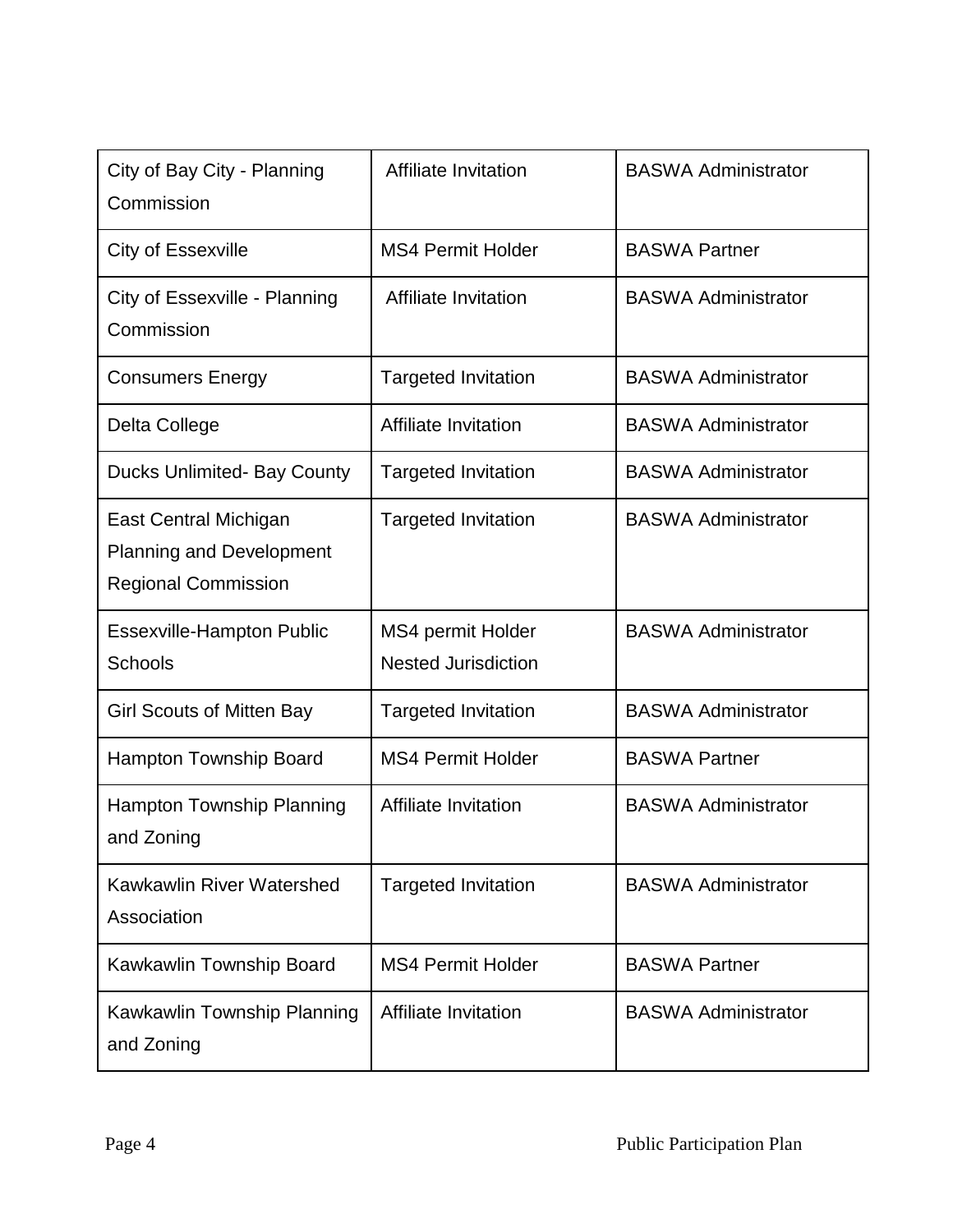| City of Bay City - Planning Commission | Affiliate Invitation | BASWA Administrator |
|---|---|---|
| City of Essexville | MS4 Permit Holder | BASWA Partner |
| City of Essexville - Planning Commission | Affiliate Invitation | BASWA Administrator |
| Consumers Energy | Targeted Invitation | BASWA Administrator |
| Delta College | Affiliate Invitation | BASWA Administrator |
| Ducks Unlimited- Bay County | Targeted Invitation | BASWA Administrator |
| East Central Michigan Planning and Development Regional Commission | Targeted Invitation | BASWA Administrator |
| Essexville-Hampton Public Schools | MS4 permit Holder Nested Jurisdiction | BASWA Administrator |
| Girl Scouts of Mitten Bay | Targeted Invitation | BASWA Administrator |
| Hampton Township Board | MS4 Permit Holder | BASWA Partner |
| Hampton Township Planning and Zoning | Affiliate Invitation | BASWA Administrator |
| Kawkawlin River Watershed Association | Targeted Invitation | BASWA Administrator |
| Kawkawlin Township Board | MS4 Permit Holder | BASWA Partner |
| Kawkawlin Township Planning and Zoning | Affiliate Invitation | BASWA Administrator |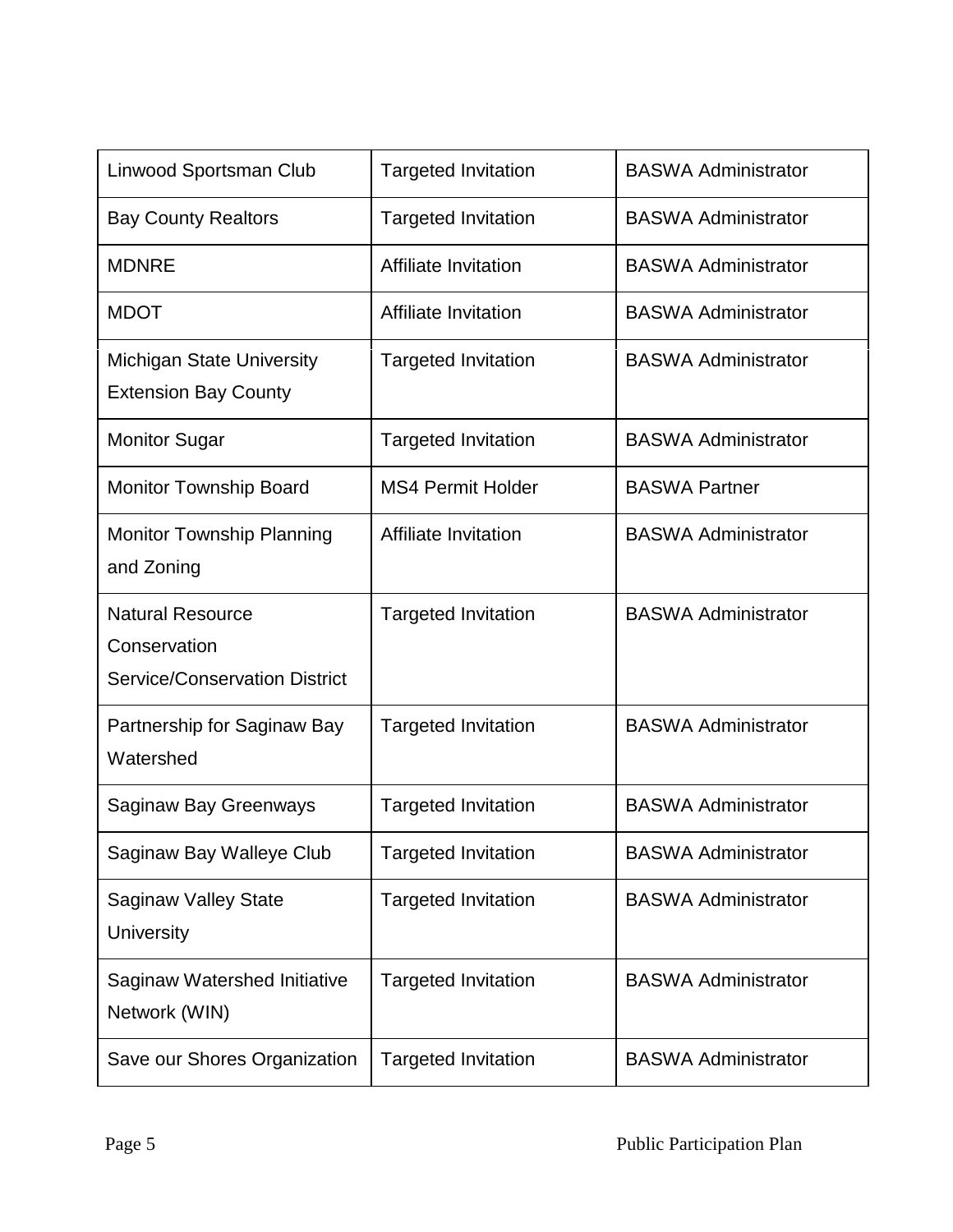| Linwood Sportsman Club | Targeted Invitation | BASWA Administrator |
|---|---|---|
| Bay County Realtors | Targeted Invitation | BASWA Administrator |
| MDNRE | Affiliate Invitation | BASWA Administrator |
| MDOT | Affiliate Invitation | BASWA Administrator |
| Michigan State University Extension Bay County | Targeted Invitation | BASWA Administrator |
| Monitor Sugar | Targeted Invitation | BASWA Administrator |
| Monitor Township Board | MS4 Permit Holder | BASWA Partner |
| Monitor Township Planning and Zoning | Affiliate Invitation | BASWA Administrator |
| Natural Resource Conservation Service/Conservation District | Targeted Invitation | BASWA Administrator |
| Partnership for Saginaw Bay Watershed | Targeted Invitation | BASWA Administrator |
| Saginaw Bay Greenways | Targeted Invitation | BASWA Administrator |
| Saginaw Bay Walleye Club | Targeted Invitation | BASWA Administrator |
| Saginaw Valley State University | Targeted Invitation | BASWA Administrator |
| Saginaw Watershed Initiative Network (WIN) | Targeted Invitation | BASWA Administrator |
| Save our Shores Organization | Targeted Invitation | BASWA Administrator |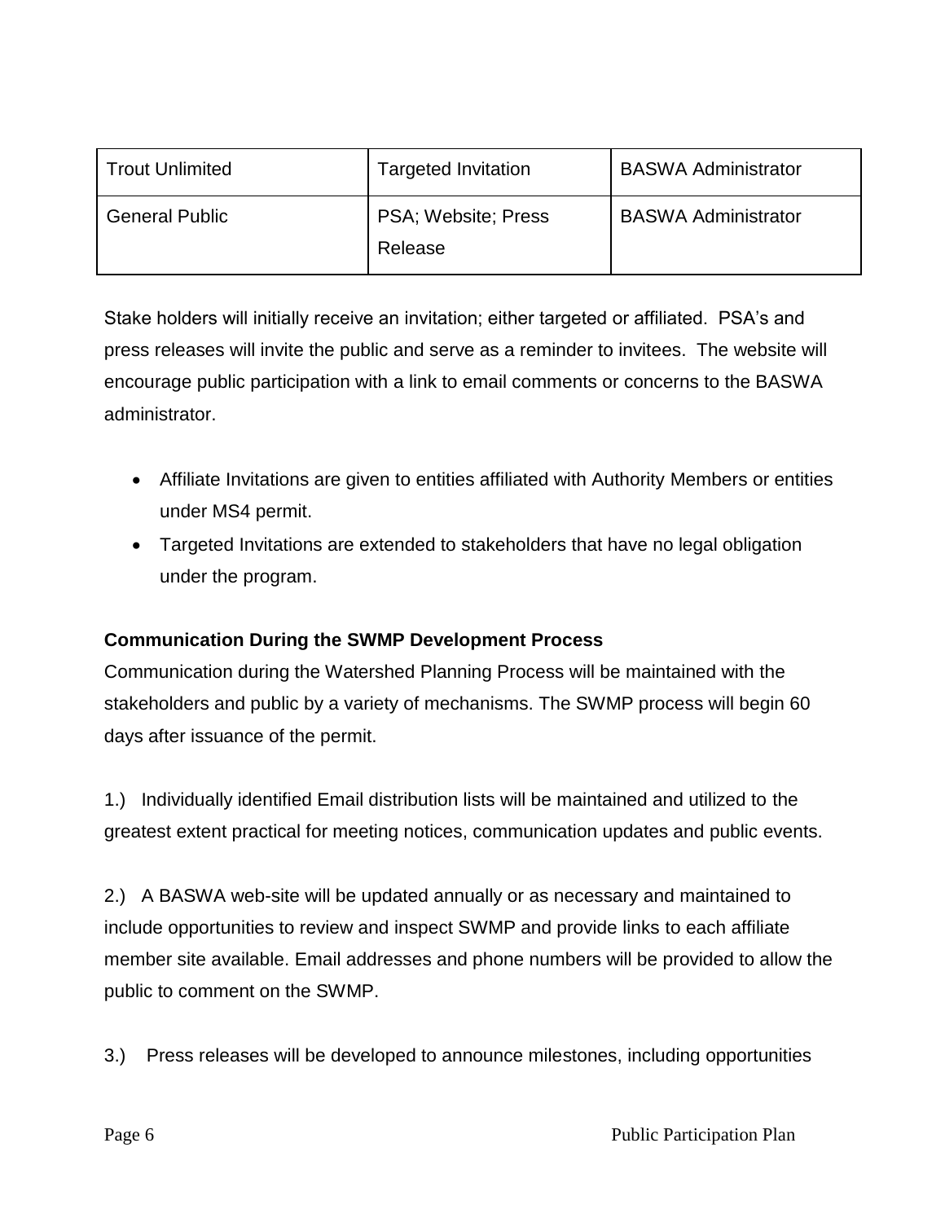| Trout Unlimited | Targeted Invitation | BASWA Administrator |
|---|---|---|
| General Public | PSA; Website; Press Release | BASWA Administrator |

Stake holders will initially receive an invitation; either targeted or affiliated. PSA's and press releases will invite the public and serve as a reminder to invitees. The website will encourage public participation with a link to email comments or concerns to the BASWA administrator.

- Affiliate Invitations are given to entities affiliated with Authority Members or entities under MS4 permit.
- Targeted Invitations are extended to stakeholders that have no legal obligation under the program.

**Communication During the SWMP Development Process**

Communication during the Watershed Planning Process will be maintained with the stakeholders and public by a variety of mechanisms. The SWMP process will begin 60 days after issuance of the permit.

1.) Individually identified Email distribution lists will be maintained and utilized to the greatest extent practical for meeting notices, communication updates and public events.

2.) A BASWA web-site will be updated annually or as necessary and maintained to include opportunities to review and inspect SWMP and provide links to each affiliate member site available. Email addresses and phone numbers will be provided to allow the public to comment on the SWMP.

3.) Press releases will be developed to announce milestones, including opportunities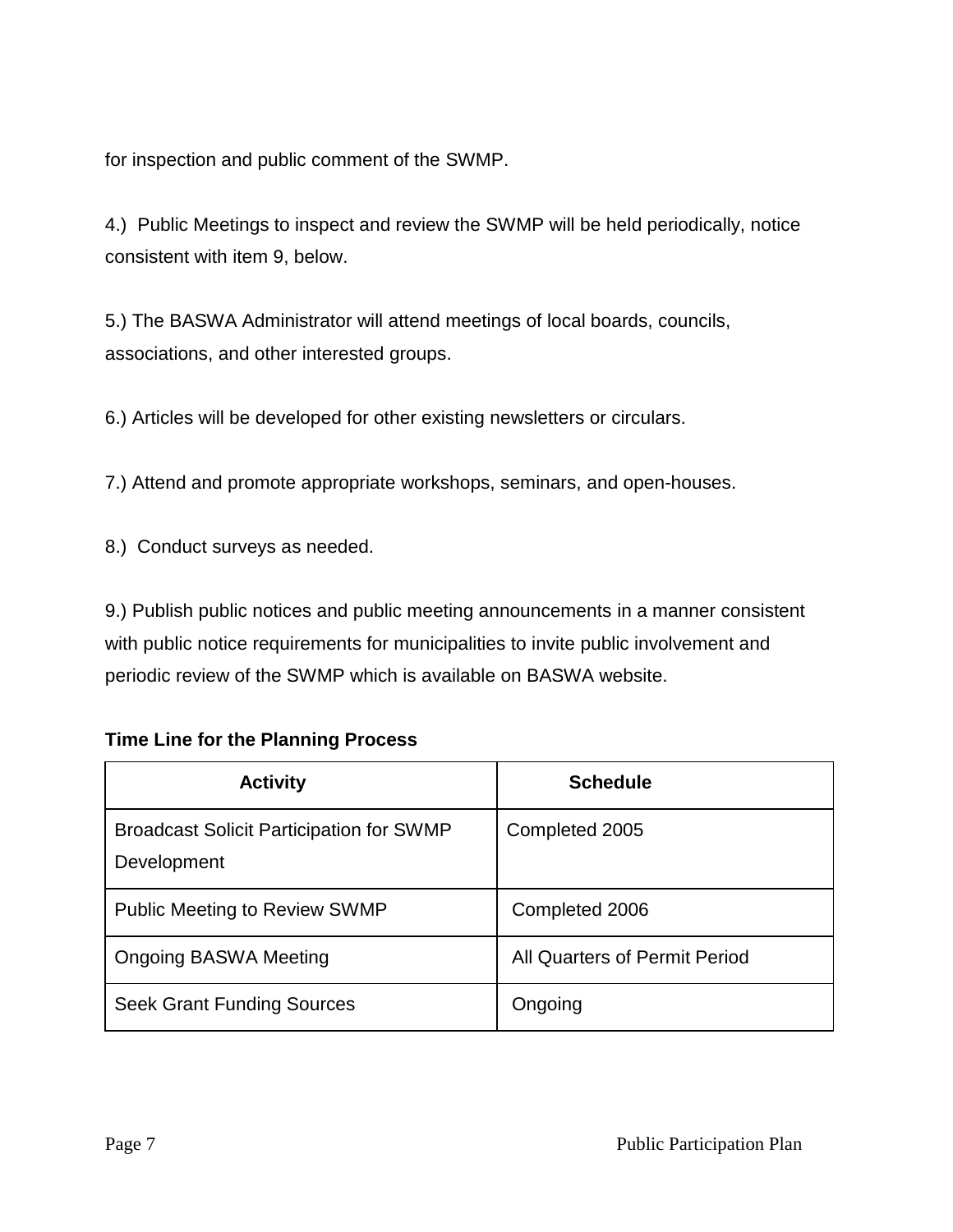for inspection and public comment of the SWMP.

4.)  Public Meetings to inspect and review the SWMP will be held periodically, notice consistent with item 9, below.

5.) The BASWA Administrator will attend meetings of local boards, councils, associations, and other interested groups.

6.) Articles will be developed for other existing newsletters or circulars.

7.) Attend and promote appropriate workshops, seminars, and open-houses.

8.)  Conduct surveys as needed.

9.) Publish public notices and public meeting announcements in a manner consistent with public notice requirements for municipalities to invite public involvement and periodic review of the SWMP which is available on BASWA website.

**Time Line for the Planning Process**

| Activity | Schedule |
|---|---|
| Broadcast Solicit Participation for SWMP Development | Completed 2005 |
| Public Meeting to Review SWMP | Completed 2006 |
| Ongoing BASWA Meeting | All Quarters of Permit Period |
| Seek Grant Funding Sources | Ongoing |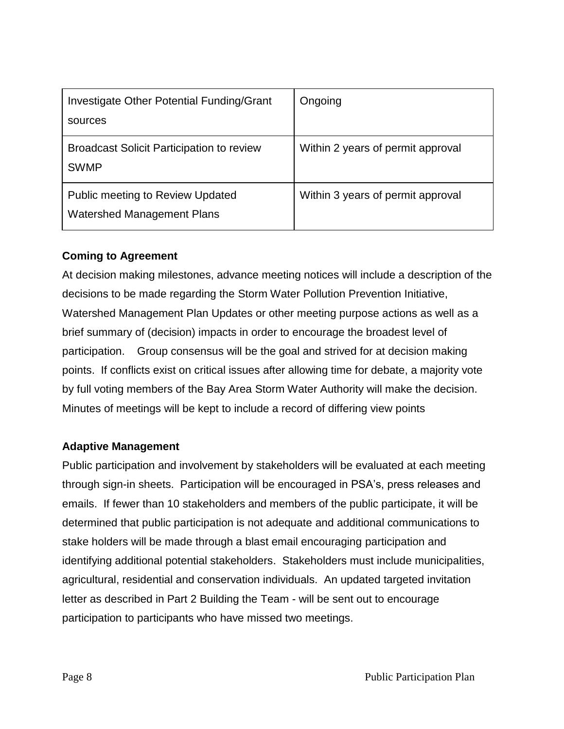| | |
|---|---|
| Investigate Other Potential Funding/Grant sources | Ongoing |
| Broadcast Solicit Participation to review SWMP | Within 2 years of permit approval |
| Public meeting to Review Updated Watershed Management Plans | Within 3 years of permit approval |

**Coming to Agreement**

At decision making milestones, advance meeting notices will include a description of the decisions to be made regarding the Storm Water Pollution Prevention Initiative, Watershed Management Plan Updates or other meeting purpose actions as well as a brief summary of (decision) impacts in order to encourage the broadest level of participation. Group consensus will be the goal and strived for at decision making points. If conflicts exist on critical issues after allowing time for debate, a majority vote by full voting members of the Bay Area Storm Water Authority will make the decision. Minutes of meetings will be kept to include a record of differing view points

**Adaptive Management**

Public participation and involvement by stakeholders will be evaluated at each meeting through sign-in sheets. Participation will be encouraged in PSA's, press releases and emails. If fewer than 10 stakeholders and members of the public participate, it will be determined that public participation is not adequate and additional communications to stake holders will be made through a blast email encouraging participation and identifying additional potential stakeholders. Stakeholders must include municipalities, agricultural, residential and conservation individuals. An updated targeted invitation letter as described in Part 2 Building the Team - will be sent out to encourage participation to participants who have missed two meetings.